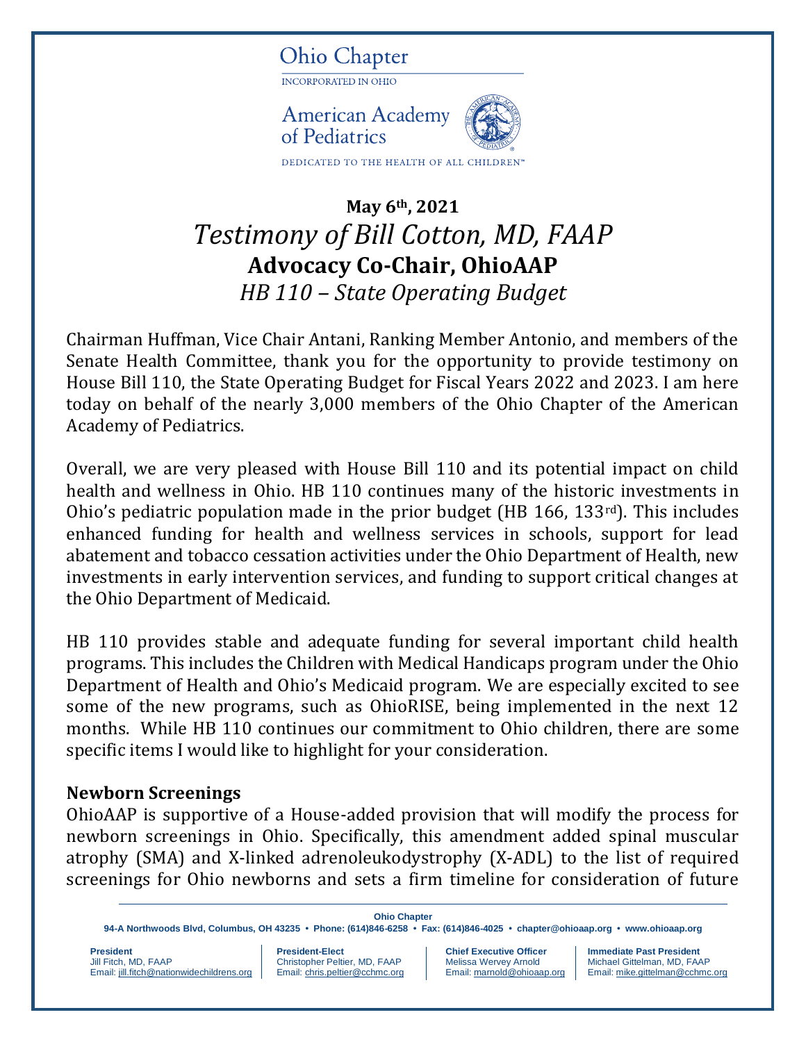Ohio Chapter

INCORPORATED IN OHIO

American Academy of Pediatrics

DEDICATED TO THE HEALTH OF ALL CHILDREN™

**May 6th, 2021**

# *Testimony of Bill Cotton, MD, FAAP*

## Advocacy Co-Chair, OhioAAP

### *HB 110 – State Operating Budget*

Chairman Huffman, Vice Chair Antani, Ranking Member Antonio, and members of the Senate Health Committee, thank you for the opportunity to provide testimony on House Bill 110, the State Operating Budget for Fiscal Years 2022 and 2023. I am here today on behalf of the nearly 3,000 members of the Ohio Chapter of the American Academy of Pediatrics.

Overall, we are very pleased with House Bill 110 and its potential impact on child health and wellness in Ohio. HB 110 continues many of the historic investments in Ohio's pediatric population made in the prior budget (HB 166, 133rd). This includes enhanced funding for health and wellness services in schools, support for lead abatement and tobacco cessation activities under the Ohio Department of Health, new investments in early intervention services, and funding to support critical changes at the Ohio Department of Medicaid.

HB 110 provides stable and adequate funding for several important child health programs. This includes the Children with Medical Handicaps program under the Ohio Department of Health and Ohio's Medicaid program. We are especially excited to see some of the new programs, such as OhioRISE, being implemented in the next 12 months. While HB 110 continues our commitment to Ohio children, there are some specific items I would like to highlight for your consideration.

**Newborn Screenings**

OhioAAP is supportive of a House-added provision that will modify the process for newborn screenings in Ohio. Specifically, this amendment added spinal muscular atrophy (SMA) and X-linked adrenoleukodystrophy (X-ADL) to the list of required screenings for Ohio newborns and sets a firm timeline for consideration of future

**Ohio Chapter**

94-A Northwoods Blvd, Columbus, OH 43235 • Phone: (614)846-6258 • Fax: (614)846-4025 • chapter@ohioaap.org • www.ohioaap.org

| President | President-Elect | Chief Executive Officer | Immediate Past President |
|---|---|---|---|
| Jill Fitch, MD, FAAP | Christopher Peltier, MD, FAAP | Melissa Wervey Arnold | Michael Gittelman, MD, FAAP |
| Email: jill.fitch@nationwidechildrens.org | Email: chris.peltier@cchmc.org | Email: marnold@ohioaap.org | Email: mike.gittelman@cchmc.org |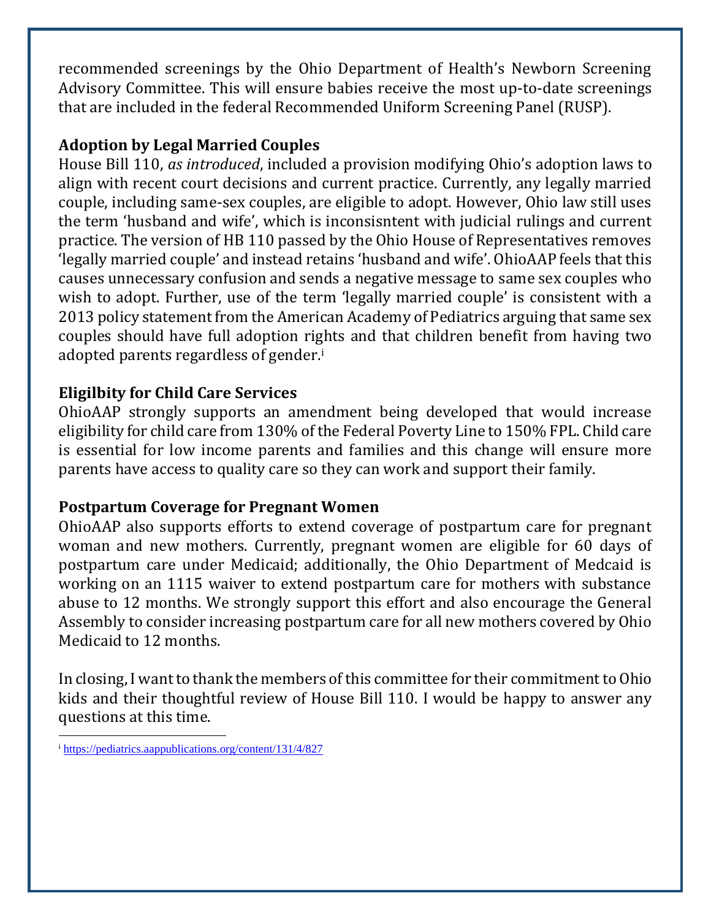recommended screenings by the Ohio Department of Health's Newborn Screening Advisory Committee. This will ensure babies receive the most up-to-date screenings that are included in the federal Recommended Uniform Screening Panel (RUSP).

**Adoption by Legal Married Couples**

House Bill 110, *as introduced*, included a provision modifying Ohio's adoption laws to align with recent court decisions and current practice. Currently, any legally married couple, including same-sex couples, are eligible to adopt. However, Ohio law still uses the term 'husband and wife', which is inconsisntent with judicial rulings and current practice. The version of HB 110 passed by the Ohio House of Representatives removes 'legally married couple' and instead retains 'husband and wife'. OhioAAP feels that this causes unnecessary confusion and sends a negative message to same sex couples who wish to adopt. Further, use of the term 'legally married couple' is consistent with a 2013 policy statement from the American Academy of Pediatrics arguing that same sex couples should have full adoption rights and that children benefit from having two adopted parents regardless of gender.[i]

**Eligilbity for Child Care Services**

OhioAAP strongly supports an amendment being developed that would increase eligibility for child care from 130% of the Federal Poverty Line to 150% FPL. Child care is essential for low income parents and families and this change will ensure more parents have access to quality care so they can work and support their family.

**Postpartum Coverage for Pregnant Women**

OhioAAP also supports efforts to extend coverage of postpartum care for pregnant woman and new mothers. Currently, pregnant women are eligible for 60 days of postpartum care under Medicaid; additionally, the Ohio Department of Medcaid is working on an 1115 waiver to extend postpartum care for mothers with substance abuse to 12 months. We strongly support this effort and also encourage the General Assembly to consider increasing postpartum care for all new mothers covered by Ohio Medicaid to 12 months.

In closing, I want to thank the members of this committee for their commitment to Ohio kids and their thoughtful review of House Bill 110. I would be happy to answer any questions at this time.

---

[i] https://pediatrics.aappublications.org/content/131/4/827